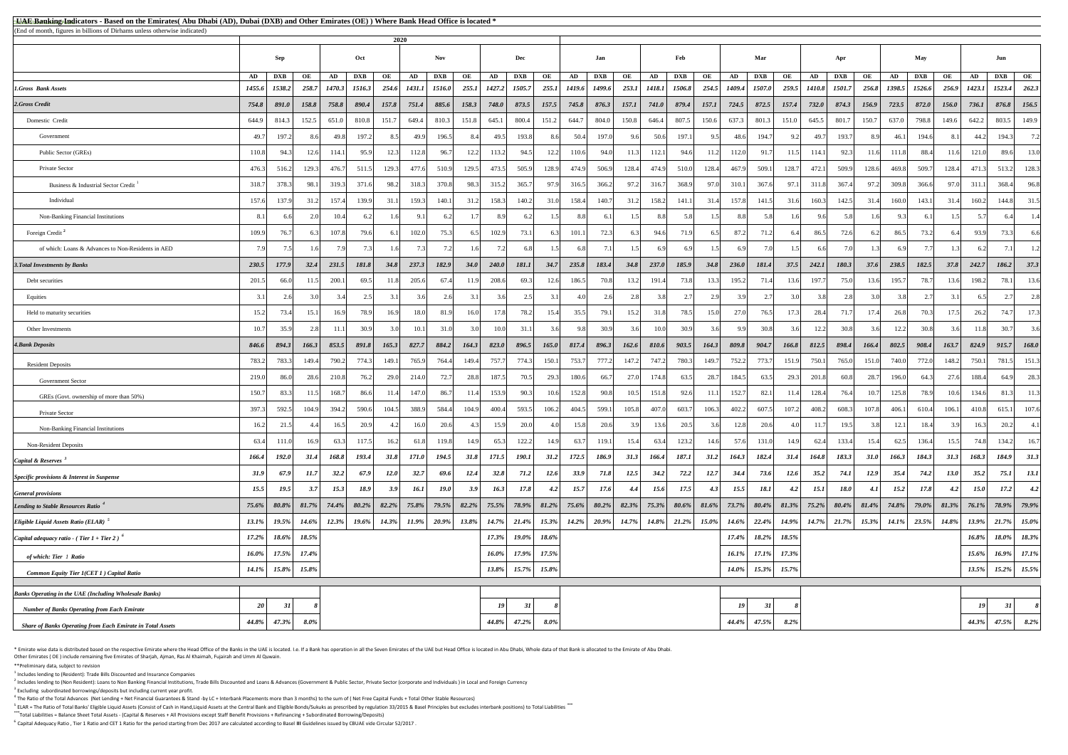# UAE Banking Indicators - Based on the Emirates( Abu Dhabi (AD), Dubai (DXB) and Other Emirates (OE) ) Where Bank Head Office is located *

(End of month, figures in billions of Dirhams unless otherwise indicated)

| | 2020 | | | | | | | | | | | | 2021 | | | | | | | | | | | | | | | | | |
|---|---|---|---|---|---|---|---|---|---|---|---|---|---|---|---|---|---|---|---|---|---|---|---|---|---|---|---|---|---|---|
| | Sep | | | Oct | | | Nov | | | Dec | | | Jan | | | Feb | | | Mar | | | Apr | | | May | | | Jun | | |
| | AD | DXB | OE | AD | DXB | OE | AD | DXB | OE | AD | DXB | OE | AD | DXB | OE | AD | DXB | OE | AD | DXB | OE | AD | DXB | OE | AD | DXB | OE | AD | DXB | OE |
| ***1.Gross Bank Assets*** | ***1455.6*** | ***1538.2*** | ***258.7*** | ***1470.3*** | ***1516.3*** | ***254.6*** | ***1431.1*** | ***1516.0*** | ***255.1*** | ***1427.2*** | ***1505.7*** | ***255.1*** | ***1419.6*** | ***1499.6*** | ***253.1*** | ***1418.1*** | ***1506.8*** | ***254.5*** | ***1409.4*** | ***1507.0*** | ***259.5*** | ***1410.8*** | ***1501.7*** | ***256.8*** | ***1398.5*** | ***1526.6*** | ***256.9*** | ***1423.1*** | ***1523.4*** | ***262.3*** |
| ***2.Gross Credit*** | ***754.8*** | ***891.0*** | ***158.8*** | ***758.8*** | ***890.4*** | ***157.8*** | ***751.4*** | ***885.6*** | ***158.3*** | ***748.0*** | ***873.5*** | ***157.5*** | ***745.8*** | ***876.3*** | ***157.1*** | ***741.0*** | ***879.4*** | ***157.1*** | ***724.5*** | ***872.5*** | ***157.4*** | ***732.0*** | ***874.3*** | ***156.9*** | ***723.5*** | ***872.0*** | ***156.0*** | ***736.1*** | ***876.8*** | ***156.5*** |
| Domestic Credit | 644.9 | 814.3 | 152.5 | 651.0 | 810.8 | 151.7 | 649.4 | 810.3 | 151.8 | 645.1 | 800.4 | 151.2 | 644.7 | 804.0 | 150.8 | 646.4 | 807.5 | 150.6 | 637.3 | 801.3 | 151.0 | 645.5 | 801.7 | 150.7 | 637.0 | 798.8 | 149.6 | 642.2 | 803.5 | 149.9 |
| Government | 49.7 | 197.2 | 8.6 | 49.8 | 197.2 | 8.5 | 49.9 | 196.5 | 8.4 | 49.5 | 193.8 | 8.6 | 50.4 | 197.0 | 9.6 | 50.6 | 197.1 | 9.5 | 48.6 | 194.7 | 9.2 | 49.7 | 193.7 | 8.9 | 46.1 | 194.6 | 8.1 | 44.2 | 194.3 | 7.2 |
| Public Sector (GREs) | 110.8 | 94.3 | 12.6 | 114.1 | 95.9 | 12.3 | 112.8 | 96.7 | 12.2 | 113.2 | 94.5 | 12.2 | 110.6 | 94.0 | 11.3 | 112.1 | 94.6 | 11.2 | 112.0 | 91.7 | 11.5 | 114.1 | 92.3 | 11.6 | 111.8 | 88.4 | 11.6 | 121.0 | 89.6 | 13.0 |
| Private Sector | 476.3 | 516.2 | 129.3 | 476.7 | 511.5 | 129.3 | 477.6 | 510.9 | 129.5 | 473.5 | 505.9 | 128.9 | 474.9 | 506.9 | 128.4 | 474.9 | 510.0 | 128.4 | 467.9 | 509.1 | 128.7 | 472.1 | 509.9 | 128.6 | 469.8 | 509.7 | 128.4 | 471.3 | 513.2 | 128.3 |
| Business & Industrial Sector Credit [1] | 318.7 | 378.3 | 98.1 | 319.3 | 371.6 | 98.2 | 318.3 | 370.8 | 98.3 | 315.2 | 365.7 | 97.9 | 316.5 | 366.2 | 97.2 | 316.7 | 368.9 | 97.0 | 310.1 | 367.6 | 97.1 | 311.8 | 367.4 | 97.2 | 309.8 | 366.6 | 97.0 | 311.1 | 368.4 | 96.8 |
| Individual | 157.6 | 137.9 | 31.2 | 157.4 | 139.9 | 31.1 | 159.3 | 140.1 | 31.2 | 158.3 | 140.2 | 31.0 | 158.4 | 140.7 | 31.2 | 158.2 | 141.1 | 31.4 | 157.8 | 141.5 | 31.6 | 160.3 | 142.5 | 31.4 | 160.0 | 143.1 | 31.4 | 160.2 | 144.8 | 31.5 |
| Non-Banking Financial Institutions | 8.1 | 6.6 | 2.0 | 10.4 | 6.2 | 1.6 | 9.1 | 6.2 | 1.7 | 8.9 | 6.2 | 1.5 | 8.8 | 6.1 | 1.5 | 8.8 | 5.8 | 1.5 | 8.8 | 5.8 | 1.6 | 9.6 | 5.8 | 1.6 | 9.3 | 6.1 | 1.5 | 5.7 | 6.4 | 1.4 |
| Foreign Credit [2] | 109.9 | 76.7 | 6.3 | 107.8 | 79.6 | 6.1 | 102.0 | 75.3 | 6.5 | 102.9 | 73.1 | 6.3 | 101.1 | 72.3 | 6.3 | 94.6 | 71.9 | 6.5 | 87.2 | 71.2 | 6.4 | 86.5 | 72.6 | 6.2 | 86.5 | 73.2 | 6.4 | 93.9 | 73.3 | 6.6 |
| of which: Loans & Advances to Non-Residents in AED | 7.9 | 7.5 | 1.6 | 7.9 | 7.3 | 1.6 | 7.3 | 7.2 | 1.6 | 7.2 | 6.8 | 1.5 | 6.8 | 7.1 | 1.5 | 6.9 | 6.9 | 1.5 | 6.9 | 7.0 | 1.5 | 6.6 | 7.0 | 1.3 | 6.9 | 7.7 | 1.3 | 6.2 | 7.1 | 1.2 |
| ***3.Total Investments by Banks*** | ***230.5*** | ***177.9*** | ***32.4*** | ***231.5*** | ***181.8*** | ***34.8*** | ***237.3*** | ***182.9*** | ***34.0*** | ***240.0*** | ***181.1*** | ***34.7*** | ***235.8*** | ***183.4*** | ***34.8*** | ***237.0*** | ***185.9*** | ***34.8*** | ***236.0*** | ***181.4*** | ***37.5*** | ***242.1*** | ***180.3*** | ***37.6*** | ***238.5*** | ***182.5*** | ***37.8*** | ***242.7*** | ***186.2*** | ***37.3*** |
| Debt securities | 201.5 | 66.0 | 11.5 | 200.1 | 69.5 | 11.8 | 205.6 | 67.4 | 11.9 | 208.6 | 69.3 | 12.6 | 186.5 | 70.8 | 13.2 | 191.4 | 73.8 | 13.3 | 195.2 | 71.4 | 13.6 | 197.7 | 75.0 | 13.6 | 195.7 | 78.7 | 13.6 | 198.2 | 78.1 | 13.6 |
| Equities | 3.1 | 2.6 | 3.0 | 3.4 | 2.5 | 3.1 | 3.6 | 2.6 | 3.1 | 3.6 | 2.5 | 3.1 | 4.0 | 2.6 | 2.8 | 3.8 | 2.7 | 2.9 | 3.9 | 2.7 | 3.0 | 3.8 | 2.8 | 3.0 | 3.8 | 2.7 | 3.1 | 6.5 | 2.7 | 2.8 |
| Held to maturity securities | 15.2 | 73.4 | 15.1 | 16.9 | 78.9 | 16.9 | 18.0 | 81.9 | 16.0 | 17.8 | 78.2 | 15.4 | 35.5 | 79.1 | 15.2 | 31.8 | 78.5 | 15.0 | 27.0 | 76.5 | 17.3 | 28.4 | 71.7 | 17.4 | 26.8 | 70.3 | 17.5 | 26.2 | 74.7 | 17.3 |
| Other Investments | 10.7 | 35.9 | 2.8 | 11.1 | 30.9 | 3.0 | 10.1 | 31.0 | 3.0 | 10.0 | 31.1 | 3.6 | 9.8 | 30.9 | 3.6 | 10.0 | 30.9 | 3.6 | 9.9 | 30.8 | 3.6 | 12.2 | 30.8 | 3.6 | 12.2 | 30.8 | 3.6 | 11.8 | 30.7 | 3.6 |
| ***4.Bank Deposits*** | ***846.6*** | ***894.3*** | ***166.3*** | ***853.5*** | ***891.8*** | ***165.3*** | ***827.7*** | ***884.2*** | ***164.3*** | ***823.0*** | ***896.5*** | ***165.0*** | ***817.4*** | ***896.3*** | ***162.6*** | ***810.6*** | ***903.5*** | ***164.3*** | ***809.8*** | ***904.7*** | ***166.8*** | ***812.5*** | ***898.4*** | ***166.4*** | ***802.5*** | ***908.4*** | ***163.7*** | ***824.9*** | ***915.7*** | ***168.0*** |
| Resident Deposits | 783.2 | 783.3 | 149.4 | 790.2 | 774.3 | 149.1 | 765.9 | 764.4 | 149.4 | 757.7 | 774.3 | 150.1 | 753.7 | 777.2 | 147.2 | 747.2 | 780.3 | 149.7 | 752.2 | 773.7 | 151.9 | 750.1 | 765.0 | 151.0 | 740.0 | 772.0 | 148.2 | 750.1 | 781.5 | 151.3 |
| Government Sector | 219.0 | 86.0 | 28.6 | 210.8 | 76.2 | 29.0 | 214.0 | 72.7 | 28.8 | 187.5 | 70.5 | 29.3 | 180.6 | 66.7 | 27.0 | 174.8 | 63.5 | 28.7 | 184.5 | 63.5 | 29.3 | 201.8 | 60.8 | 28.7 | 196.0 | 64.3 | 27.6 | 188.4 | 64.9 | 28.3 |
| GREs (Govt. ownership of more than 50%) | 150.7 | 83.3 | 11.5 | 168.7 | 86.6 | 11.4 | 147.0 | 86.7 | 11.4 | 153.9 | 90.3 | 10.6 | 152.8 | 90.8 | 10.5 | 151.8 | 92.6 | 11.1 | 152.7 | 82.1 | 11.4 | 128.4 | 76.4 | 10.7 | 125.8 | 78.9 | 10.6 | 134.6 | 81.3 | 11.3 |
| Private Sector | 397.3 | 592.5 | 104.9 | 394.2 | 590.6 | 104.5 | 388.9 | 584.4 | 104.9 | 400.4 | 593.5 | 106.2 | 404.5 | 599.1 | 105.8 | 407.0 | 603.7 | 106.3 | 402.2 | 607.5 | 107.2 | 408.2 | 608.3 | 107.8 | 406.1 | 610.4 | 106.1 | 410.8 | 615.1 | 107.6 |
| Non-Banking Financial Institutions | 16.2 | 21.5 | 4.4 | 16.5 | 20.9 | 4.2 | 16.0 | 20.6 | 4.3 | 15.9 | 20.0 | 4.0 | 15.8 | 20.6 | 3.9 | 13.6 | 20.5 | 3.6 | 12.8 | 20.6 | 4.0 | 11.7 | 19.5 | 3.8 | 12.1 | 18.4 | 3.9 | 16.3 | 20.2 | 4.1 |
| Non-Resident Deposits | 63.4 | 111.0 | 16.9 | 63.3 | 117.5 | 16.2 | 61.8 | 119.8 | 14.9 | 65.3 | 122.2 | 14.9 | 63.7 | 119.1 | 15.4 | 63.4 | 123.2 | 14.6 | 57.6 | 131.0 | 14.9 | 62.4 | 133.4 | 15.4 | 62.5 | 136.4 | 15.5 | 74.8 | 134.2 | 16.7 |
| *Capital & Reserves [3]* | *166.4* | *192.0* | *31.4* | *168.8* | *193.4* | *31.8* | *171.0* | *194.5* | *31.8* | *171.5* | *190.1* | *31.2* | *172.5* | *186.9* | *31.3* | *166.4* | *187.1* | *31.2* | *164.3* | *182.4* | *31.4* | *164.8* | *183.3* | *31.0* | *166.3* | *184.3* | *31.3* | *168.3* | *184.9* | *31.3* |
| *Specific provisions & Interest in Suspense* | *31.9* | *67.9* | *11.7* | *32.2* | *67.9* | *12.0* | *32.7* | *69.6* | *12.4* | *32.8* | *71.2* | *12.6* | *33.9* | *71.8* | *12.5* | *34.2* | *72.2* | *12.7* | *34.4* | *73.6* | *12.6* | *35.2* | *74.1* | *12.9* | *35.4* | *74.2* | *13.0* | *35.2* | *75.1* | *13.1* |
| *General provisions* | *15.5* | *19.5* | *3.7* | *15.3* | *18.9* | *3.9* | *16.1* | *19.0* | *3.9* | *16.3* | *17.8* | *4.2* | *15.7* | *17.6* | *4.4* | *15.6* | *17.5* | *4.3* | *15.5* | *18.1* | *4.2* | *15.1* | *18.0* | *4.1* | *15.2* | *17.8* | *4.2* | *15.0* | *17.2* | *4.2* |
| ***Lending to Stable Resources Ratio [4]*** | ***75.6%*** | ***80.8%*** | ***81.7%*** | ***74.4%*** | ***80.2%*** | ***82.2%*** | ***75.8%*** | ***79.5%*** | ***82.2%*** | ***75.5%*** | ***78.9%*** | ***81.2%*** | ***75.6%*** | ***80.2%*** | ***82.3%*** | ***75.3%*** | ***80.6%*** | ***81.6%*** | ***73.7%*** | ***80.4%*** | ***81.3%*** | ***75.2%*** | ***80.4%*** | ***81.4%*** | ***74.8%*** | ***79.0%*** | ***81.3%*** | ***76.1%*** | ***78.9%*** | ***79.9%*** |
| ***Eligible Liquid Assets Ratio (ELAR) [5]*** | ***13.1%*** | ***19.5%*** | ***14.6%*** | ***12.3%*** | ***19.6%*** | ***14.3%*** | ***11.9%*** | ***20.9%*** | ***13.8%*** | ***14.7%*** | ***21.4%*** | ***15.3%*** | ***14.2%*** | ***20.9%*** | ***14.7%*** | ***14.8%*** | ***21.2%*** | ***15.0%*** | ***14.6%*** | ***22.4%*** | ***14.9%*** | ***14.7%*** | ***21.7%*** | ***15.3%*** | ***14.1%*** | ***23.5%*** | ***14.8%*** | ***13.9%*** | ***21.7%*** | ***15.0%*** |
| ***Capital adequacy ratio - ( Tier 1 + Tier 2 ) [6]*** | ***17.2%*** | ***18.6%*** | ***18.5%*** | | | | | | | ***17.3%*** | ***19.0%*** | ***18.6%*** | | | | | | | ***17.4%*** | ***18.2%*** | ***18.5%*** | | | | | | | ***16.8%*** | ***18.0%*** | ***18.3%*** |
| ***of which: Tier 1 Ratio*** | ***16.0%*** | ***17.5%*** | ***17.4%*** | | | | | | | ***16.0%*** | ***17.9%*** | ***17.5%*** | | | | | | | ***16.1%*** | ***17.1%*** | ***17.3%*** | | | | | | | ***15.6%*** | ***16.9%*** | ***17.1%*** |
| ***Common Equity Tier 1(CET 1 ) Capital Ratio*** | ***14.1%*** | ***15.8%*** | ***15.8%*** | | | | | | | ***13.8%*** | ***15.7%*** | ***15.8%*** | | | | | | | ***14.0%*** | ***15.3%*** | ***15.7%*** | | | | | | | ***13.5%*** | ***15.2%*** | ***15.5%*** |
| ***Banks Operating in the UAE (Including Wholesale Banks)*** | | | | | | | | | | | | | | | | | | | | | | | | | | | | | | |
| ***Number of Banks Operating from Each Emirate*** | ***20*** | ***31*** | ***8*** | | | | | | | ***19*** | ***31*** | ***8*** | | | | | | | ***19*** | ***31*** | ***8*** | | | | | | | ***19*** | ***31*** | ***8*** |
| ***Share of Banks Operating from Each Emirate in Total Assets*** | ***44.8%*** | ***47.3%*** | ***8.0%*** | | | | | | | ***44.8%*** | ***47.2%*** | ***8.0%*** | | | | | | | ***44.4%*** | ***47.5%*** | ***8.2%*** | | | | | | | ***44.3%*** | ***47.5%*** | ***8.2%*** |

\* Emirate wise data is distributed based on the respective Emirate where the Head Office of the Banks in the UAE is located. I.e. If a Bank has operation in all the Seven Emirates of the UAE but Head Office is located in Abu Dhabi, Whole data of that Bank is allocated to the Emirate of Abu Dhabi.
Other Emirates ( OE ) include remaining five Emirates of Sharjah, Ajman, Ras Al Khaimah, Fujairah and Umm Al Quwain.

\*\*Preliminary data, subject to revision

[1] Includes lending to (Resident): Trade Bills Discounted and Insurance Companies

[2] Includes lending to (Non Resident): Loans to Non Banking Financial Institutions, Trade Bills Discounted and Loans & Advances (Government & Public Sector, Private Sector (corporate and Individuals ) in Local and Foreign Currency

[3] Excluding subordinated borrowings/deposits but including current year profit.

[4] The Ratio of the Total Advances (Net Lending + Net Financial Guarantees & Stand -by LC + Interbank Placements more than 3 months) to the sum of ( Net Free Capital Funds + Total Other Stable Resources)

[5] ELAR = The Ratio of Total Banks' Eligible Liquid Assets (Consist of Cash in Hand,Liquid Assets at the Central Bank and Eligible Bonds/Sukuks as prescribed by regulation 33/2015 & Basel Principles but excludes interbank positions) to Total Liabilities ***

\*\*\*Total Liabilities = Balance Sheet Total Assets - (Capital & Reserves + All Provisions except Staff Benefit Provisions + Refinancing + Subordinated Borrowing/Deposits)

[6] Capital Adequacy Ratio , Tier 1 Ratio and CET 1 Ratio for the period starting from Dec 2017 are calculated according to Basel III Guidelines issued by CBUAE vide Circular 52/2017 .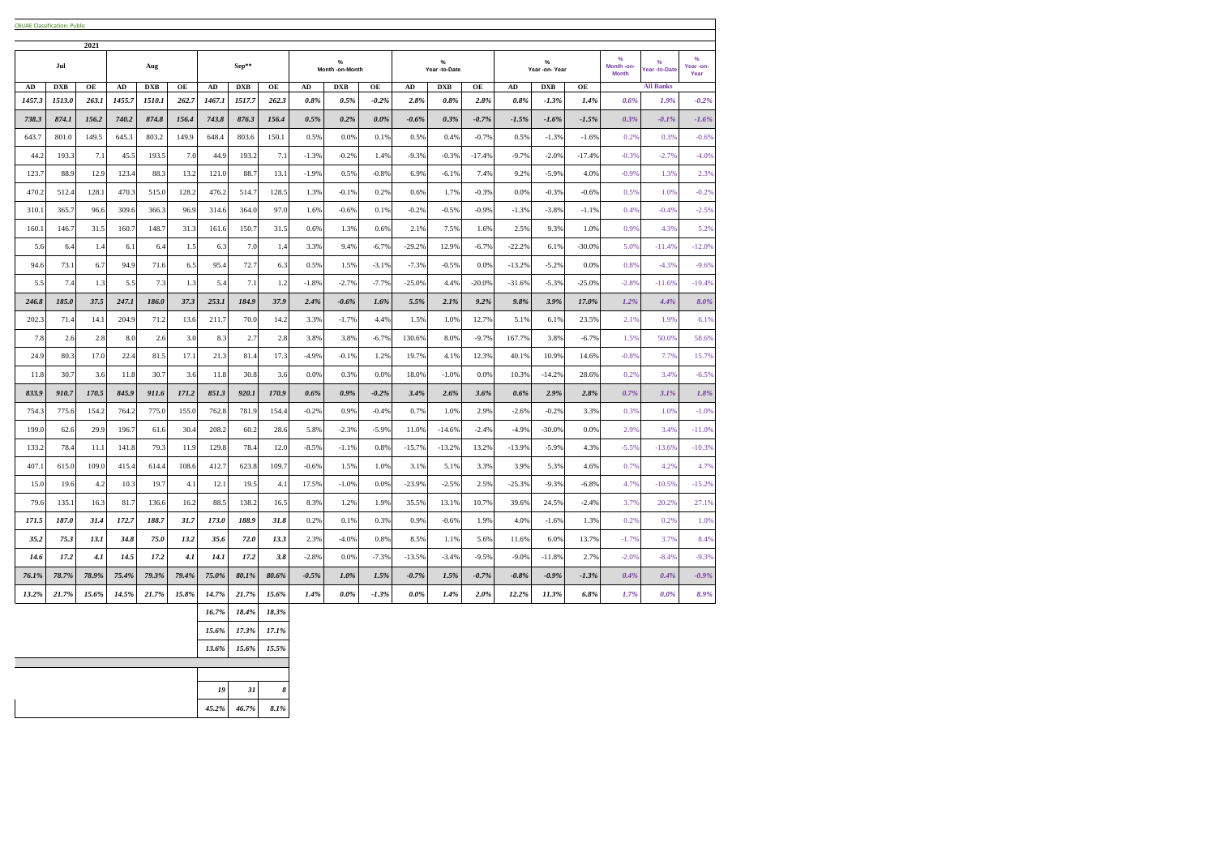CBUAE Classification: Public

| 2021 | | | | | | | | | | | | | | | | | | | | |
|---|---|---|---|---|---|---|---|---|---|---|---|---|---|---|---|---|---|---|---|---|
| Jul | | | Aug | | | Sep** | | | % Month -on-Month | | | % Year -to-Date | | | % Year -on- Year | | | % Month -on-Month | % Year -to-Date | % Year -on-Year |
| AD | DXB | OE | AD | DXB | OE | AD | DXB | OE | AD | DXB | OE | AD | DXB | OE | AD | DXB | OE | All Banks | | |
| *1457.3* | *1513.0* | *263.1* | *1455.7* | *1510.1* | *262.7* | *1467.1* | *1517.7* | *262.3* | *0.8%* | *0.5%* | *-0.2%* | *2.8%* | *0.8%* | *2.8%* | *0.8%* | *-1.3%* | *1.4%* | *0.6%* | *1.9%* | *-0.2%* |
| *738.3* | *874.1* | *156.2* | *740.2* | *874.8* | *156.4* | *743.8* | *876.3* | *156.4* | *0.5%* | *0.2%* | *0.0%* | *-0.6%* | *0.3%* | *-0.7%* | *-1.5%* | *-1.6%* | *-1.5%* | *0.3%* | *-0.1%* | *-1.6%* |
| 643.7 | 801.0 | 149.5 | 645.3 | 803.2 | 149.9 | 648.4 | 803.6 | 150.1 | 0.5% | 0.0% | 0.1% | 0.5% | 0.4% | -0.7% | 0.5% | -1.3% | -1.6% | 0.2% | 0.3% | -0.6% |
| 44.2 | 193.3 | 7.1 | 45.5 | 193.5 | 7.0 | 44.9 | 193.2 | 7.1 | -1.3% | -0.2% | 1.4% | -9.3% | -0.3% | -17.4% | -9.7% | -2.0% | -17.4% | -0.3% | -2.7% | -4.0% |
| 123.7 | 88.9 | 12.9 | 123.4 | 88.3 | 13.2 | 121.0 | 88.7 | 13.1 | -1.9% | 0.5% | -0.8% | 6.9% | -6.1% | 7.4% | 9.2% | -5.9% | 4.0% | -0.9% | 1.3% | 2.3% |
| 470.2 | 512.4 | 128.1 | 470.3 | 515.0 | 128.2 | 476.2 | 514.7 | 128.5 | 1.3% | -0.1% | 0.2% | 0.6% | 1.7% | -0.3% | 0.0% | -0.3% | -0.6% | 0.5% | 1.0% | -0.2% |
| 310.1 | 365.7 | 96.6 | 309.6 | 366.3 | 96.9 | 314.6 | 364.0 | 97.0 | 1.6% | -0.6% | 0.1% | -0.2% | -0.5% | -0.9% | -1.3% | -3.8% | -1.1% | 0.4% | -0.4% | -2.5% |
| 160.1 | 146.7 | 31.5 | 160.7 | 148.7 | 31.3 | 161.6 | 150.7 | 31.5 | 0.6% | 1.3% | 0.6% | 2.1% | 7.5% | 1.6% | 2.5% | 9.3% | 1.0% | 0.9% | 4.3% | 5.2% |
| 5.6 | 6.4 | 1.4 | 6.1 | 6.4 | 1.5 | 6.3 | 7.0 | 1.4 | 3.3% | 9.4% | -6.7% | -29.2% | 12.9% | -6.7% | -22.2% | 6.1% | -30.0% | 5.0% | -11.4% | -12.0% |
| 94.6 | 73.1 | 6.7 | 94.9 | 71.6 | 6.5 | 95.4 | 72.7 | 6.3 | 0.5% | 1.5% | -3.1% | -7.3% | -0.5% | 0.0% | -13.2% | -5.2% | 0.0% | 0.8% | -4.3% | -9.6% |
| 5.5 | 7.4 | 1.3 | 5.5 | 7.3 | 1.3 | 5.4 | 7.1 | 1.2 | -1.8% | -2.7% | -7.7% | -25.0% | 4.4% | -20.0% | -31.6% | -5.3% | -25.0% | -2.8% | -11.6% | -19.4% |
| *246.8* | *185.0* | *37.5* | *247.1* | *186.0* | *37.3* | *253.1* | *184.9* | *37.9* | *2.4%* | *-0.6%* | *1.6%* | *5.5%* | *2.1%* | *9.2%* | *9.8%* | *3.9%* | *17.0%* | *1.2%* | *4.4%* | *8.0%* |
| 202.3 | 71.4 | 14.1 | 204.9 | 71.2 | 13.6 | 211.7 | 70.0 | 14.2 | 3.3% | -1.7% | 4.4% | 1.5% | 1.0% | 12.7% | 5.1% | 6.1% | 23.5% | 2.1% | 1.9% | 6.1% |
| 7.8 | 2.6 | 2.8 | 8.0 | 2.6 | 3.0 | 8.3 | 2.7 | 2.8 | 3.8% | 3.8% | -6.7% | 130.6% | 8.0% | -9.7% | 167.7% | 3.8% | -6.7% | 1.5% | 50.0% | 58.6% |
| 24.9 | 80.3 | 17.0 | 22.4 | 81.5 | 17.1 | 21.3 | 81.4 | 17.3 | -4.9% | -0.1% | 1.2% | 19.7% | 4.1% | 12.3% | 40.1% | 10.9% | 14.6% | -0.8% | 7.7% | 15.7% |
| 11.8 | 30.7 | 3.6 | 11.8 | 30.7 | 3.6 | 11.8 | 30.8 | 3.6 | 0.0% | 0.3% | 0.0% | 18.0% | -1.0% | 0.0% | 10.3% | -14.2% | 28.6% | 0.2% | 3.4% | -6.5% |
| *833.9* | *910.7* | *170.5* | *845.9* | *911.6* | *171.2* | *851.3* | *920.1* | *170.9* | *0.6%* | *0.9%* | *-0.2%* | *3.4%* | *2.6%* | *3.6%* | *0.6%* | *2.9%* | *2.8%* | *0.7%* | *3.1%* | *1.8%* |
| 754.3 | 775.6 | 154.2 | 764.2 | 775.0 | 155.0 | 762.8 | 781.9 | 154.4 | -0.2% | 0.9% | -0.4% | 0.7% | 1.0% | 2.9% | -2.6% | -0.2% | 3.3% | 0.3% | 1.0% | -1.0% |
| 199.0 | 62.6 | 29.9 | 196.7 | 61.6 | 30.4 | 208.2 | 60.2 | 28.6 | 5.8% | -2.3% | -5.9% | 11.0% | -14.6% | -2.4% | -4.9% | -30.0% | 0.0% | 2.9% | 3.4% | -11.0% |
| 133.2 | 78.4 | 11.1 | 141.8 | 79.3 | 11.9 | 129.8 | 78.4 | 12.0 | -8.5% | -1.1% | 0.8% | -15.7% | -13.2% | 13.2% | -13.9% | -5.9% | 4.3% | -5.5% | -13.6% | -10.3% |
| 407.1 | 615.0 | 109.0 | 415.4 | 614.4 | 108.6 | 412.7 | 623.8 | 109.7 | -0.6% | 1.5% | 1.0% | 3.1% | 5.1% | 3.3% | 3.9% | 5.3% | 4.6% | 0.7% | 4.2% | 4.7% |
| 15.0 | 19.6 | 4.2 | 10.3 | 19.7 | 4.1 | 12.1 | 19.5 | 4.1 | 17.5% | -1.0% | 0.0% | -23.9% | -2.5% | 2.5% | -25.3% | -9.3% | -6.8% | 4.7% | -10.5% | -15.2% |
| 79.6 | 135.1 | 16.3 | 81.7 | 136.6 | 16.2 | 88.5 | 138.2 | 16.5 | 8.3% | 1.2% | 1.9% | 35.5% | 13.1% | 10.7% | 39.6% | 24.5% | -2.4% | 3.7% | 20.2% | 27.1% |
| *171.5* | *187.0* | *31.4* | *172.7* | *188.7* | *31.7* | *173.0* | *188.9* | *31.8* | *0.2%* | *0.1%* | *0.3%* | *0.9%* | *-0.6%* | *1.9%* | *4.0%* | *-1.6%* | *1.3%* | *0.2%* | *0.2%* | *1.0%* |
| *35.2* | *75.3* | *13.1* | *34.8* | *75.0* | *13.2* | *35.6* | *72.0* | *13.3* | *2.3%* | *-4.0%* | *0.8%* | *8.5%* | *1.1%* | *5.6%* | *11.6%* | *6.0%* | *13.7%* | *-1.7%* | *3.7%* | *8.4%* |
| *14.6* | *17.2* | *4.1* | *14.5* | *17.2* | *4.1* | *14.1* | *17.2* | *3.8* | *-2.8%* | *0.0%* | *-7.3%* | *-13.5%* | *-3.4%* | *-9.5%* | *-9.0%* | *-11.8%* | *2.7%* | *-2.0%* | *-8.4%* | *-9.3%* |
| *76.1%* | *78.7%* | *78.9%* | *75.4%* | *79.3%* | *79.4%* | *75.0%* | *80.1%* | *80.6%* | *-0.5%* | *1.0%* | *1.5%* | *-0.7%* | *1.5%* | *-0.7%* | *-0.8%* | *-0.9%* | *-1.3%* | *0.4%* | *0.4%* | *-0.9%* |
| *13.2%* | *21.7%* | *15.6%* | *14.5%* | *21.7%* | *15.8%* | *14.7%* | *21.7%* | *15.6%* | *1.4%* | *0.0%* | *-1.3%* | *0.0%* | *1.4%* | *2.0%* | *12.2%* | *11.3%* | *6.8%* | *1.7%* | *0.0%* | *8.9%* |
| | | | | | | *16.7%* | *18.4%* | *18.3%* | | | | | | | | | | | | |
| | | | | | | *15.6%* | *17.3%* | *17.1%* | | | | | | | | | | | | |
| | | | | | | *13.6%* | *15.6%* | *15.5%* | | | | | | | | | | | | |
| | | | | | | *19* | *31* | *8* | | | | | | | | | | | | |
| | | | | | | *45.2%* | *46.7%* | *8.1%* | | | | | | | | | | | | |